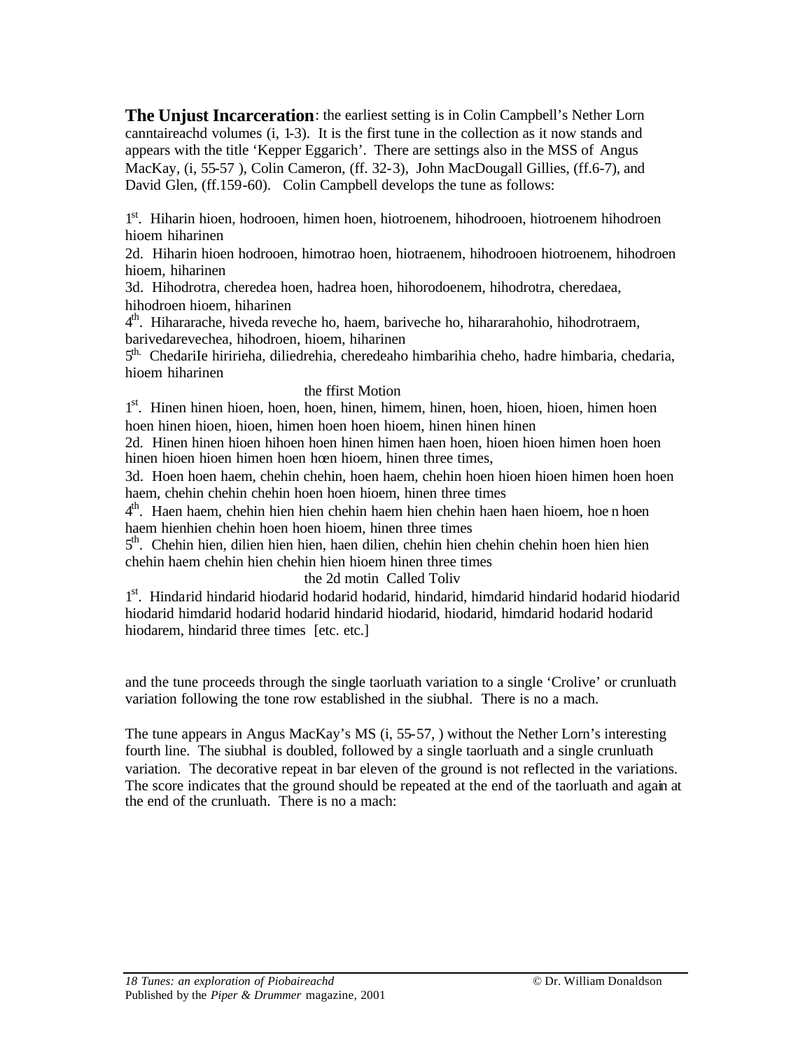**The Unjust Incarceration**: the earliest setting is in Colin Campbell's Nether Lorn canntaireachd volumes (i, 1-3). It is the first tune in the collection as it now stands and appears with the title 'Kepper Eggarich'. There are settings also in the MSS of Angus MacKay, (i, 55-57 ), Colin Cameron, (ff. 32-3), John MacDougall Gillies, (ff.6-7), and David Glen, (ff.159-60). Colin Campbell develops the tune as follows:

1st. Hiharin hioen, hodrooen, himen hoen, hiotroenem, hihodrooen, hiotroenem hihodroen hioem hiharinen

2d. Hiharin hioen hodrooen, himotrao hoen, hiotraenem, hihodrooen hiotroenem, hihodroen hioem, hiharinen

3d. Hihodrotra, cheredea hoen, hadrea hoen, hihorodoenem, hihodrotra, cheredaea, hihodroen hioem, hiharinen

4th. Hihararache, hiveda reveche ho, haem, bariveche ho, hihararahohio, hihodrotraem, barivedarevechea, hihodroen, hioem, hiharinen

5th. ChedariIe hiririeha, diliedrehia, cheredeaho himbarihia cheho, hadre himbaria, chedaria, hioem hiharinen

the ffirst Motion

1st. Hinen hinen hioen, hoen, hoen, hinen, himem, hinen, hoen, hioen, hioen, himen hoen hoen hinen hioen, hioen, himen hoen hoen hioem, hinen hinen hinen

2d. Hinen hinen hioen hihoen hoen hinen himen haen hoen, hioen hioen himen hoen hoen hinen hioen hioen himen hoen hoen hioem, hinen three times,

3d. Hoen hoen haem, chehin chehin, hoen haem, chehin hoen hioen hioen himen hoen hoen haem, chehin chehin chehin hoen hoen hioem, hinen three times

4th. Haen haem, chehin hien hien chehin haem hien chehin haen haen hioem, hoe n hoen haem hienhien chehin hoen hoen hioem, hinen three times

5th. Chehin hien, dilien hien hien, haen dilien, chehin hien chehin chehin hoen hien hien chehin haem chehin hien chehin hien hioem hinen three times

the 2d motin Called Toliv

1st. Hindarid hindarid hiodarid hodarid hodarid, hindarid, himdarid hindarid hodarid hiodarid hiodarid himdarid hodarid hodarid hindarid hiodarid, hiodarid, himdarid hodarid hodarid hiodarem, hindarid three times [etc. etc.]

and the tune proceeds through the single taorluath variation to a single 'Crolive' or crunluath variation following the tone row established in the siubhal. There is no a mach.

The tune appears in Angus MacKay's MS (i, 55-57, ) without the Nether Lorn's interesting fourth line. The siubhal is doubled, followed by a single taorluath and a single crunluath variation. The decorative repeat in bar eleven of the ground is not reflected in the variations. The score indicates that the ground should be repeated at the end of the taorluath and again at the end of the crunluath. There is no a mach: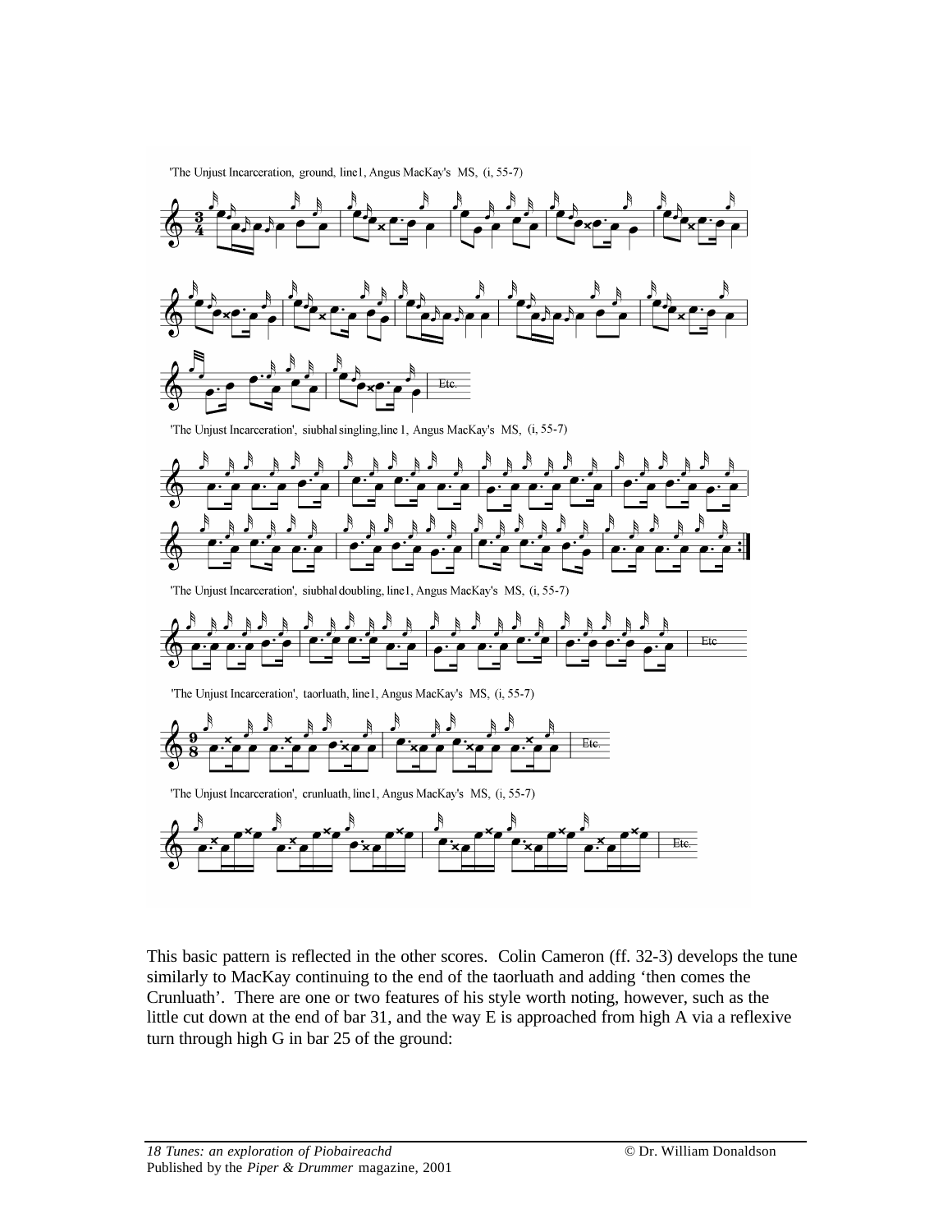'The Unjust Incarceration, ground, line1, Angus MacKay's MS, (i, 55-7)

'The Unjust Incarceration', siubhal singling, line 1, Angus MacKay's MS, (i, 55-7)

'The Unjust Incarceration', siubhal doubling, line1, Angus MacKay's MS, (i, 55-7)

'The Unjust Incarceration', taorluath, line1, Angus MacKay's MS, (i, 55-7)

'The Unjust Incarceration', crunluath, line1, Angus MacKay's MS, (i, 55-7)

This basic pattern is reflected in the other scores. Colin Cameron (ff. 32-3) develops the tune similarly to MacKay continuing to the end of the taorluath and adding 'then comes the Crunluath'. There are one or two features of his style worth noting, however, such as the little cut down at the end of bar 31, and the way E is approached from high A via a reflexive turn through high G in bar 25 of the ground: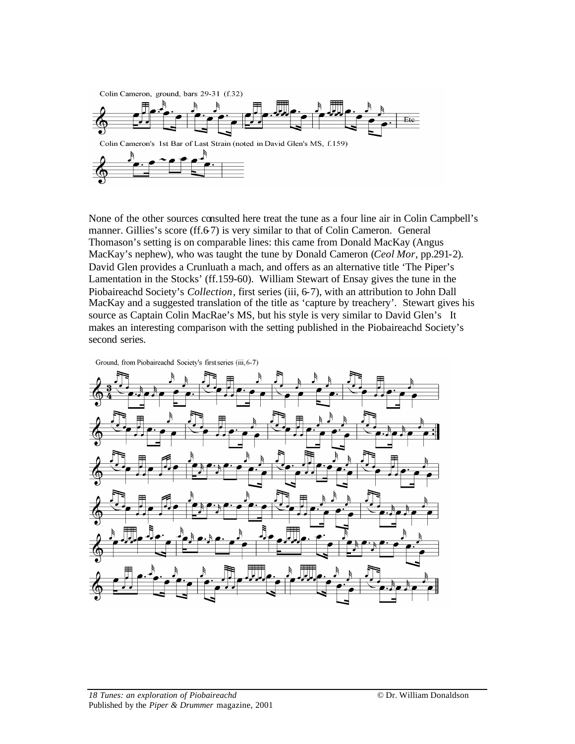Colin Cameron, ground, bars 29-31 (f.32)

Colin Cameron's 1st Bar of Last Strain (noted in David Glen's MS, f.159)

None of the other sources consulted here treat the tune as a four line air in Colin Campbell's manner. Gillies's score (ff.6-7) is very similar to that of Colin Cameron. General Thomason's setting is on comparable lines: this came from Donald MacKay (Angus MacKay's nephew), who was taught the tune by Donald Cameron (*Ceol Mor*, pp.291-2). David Glen provides a Crunluath a mach, and offers as an alternative title 'The Piper's Lamentation in the Stocks' (ff.159-60). William Stewart of Ensay gives the tune in the Piobaireachd Society's *Collection*, first series (iii, 6-7), with an attribution to John Dall MacKay and a suggested translation of the title as 'capture by treachery'. Stewart gives his source as Captain Colin MacRae's MS, but his style is very similar to David Glen's It makes an interesting comparison with the setting published in the Piobaireachd Society's second series.

Ground, from Piobaireachd Society's first series (iii, 6-7)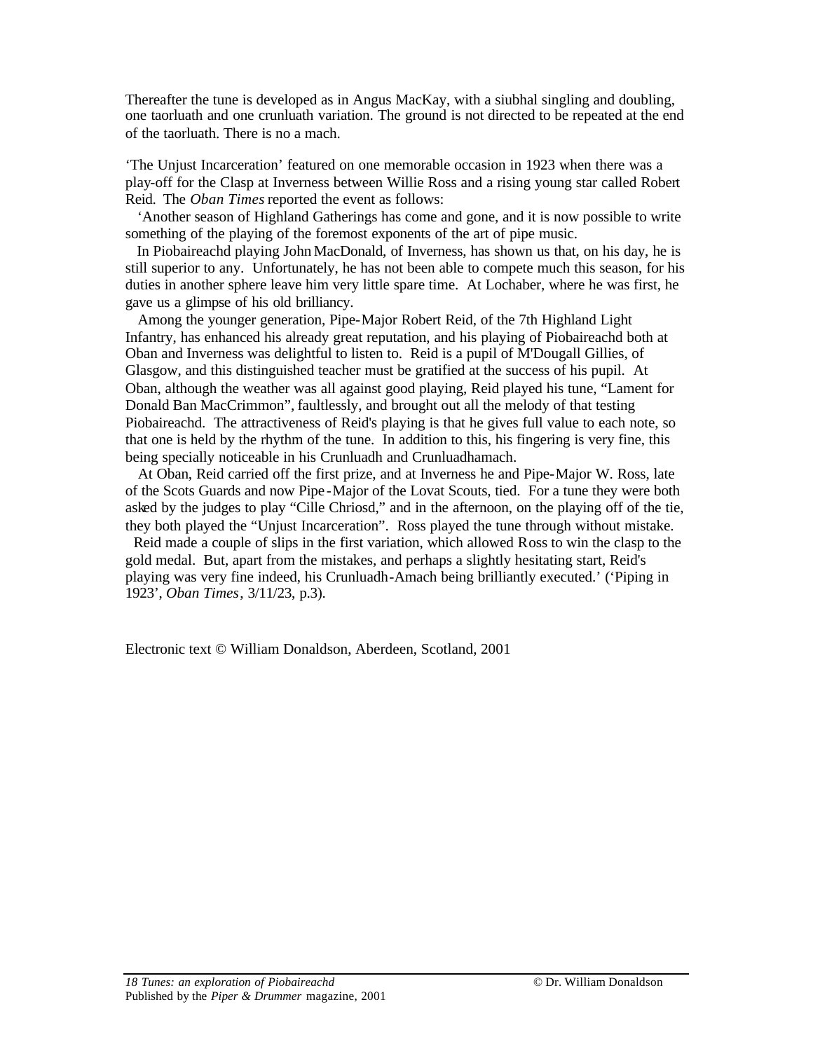Thereafter the tune is developed as in Angus MacKay, with a siubhal singling and doubling, one taorluath and one crunluath variation. The ground is not directed to be repeated at the end of the taorluath. There is no a mach.

'The Unjust Incarceration' featured on one memorable occasion in 1923 when there was a play-off for the Clasp at Inverness between Willie Ross and a rising young star called Robert Reid. The *Oban Times* reported the event as follows:

'Another season of Highland Gatherings has come and gone, and it is now possible to write something of the playing of the foremost exponents of the art of pipe music.

In Piobaireachd playing John MacDonald, of Inverness, has shown us that, on his day, he is still superior to any. Unfortunately, he has not been able to compete much this season, for his duties in another sphere leave him very little spare time. At Lochaber, where he was first, he gave us a glimpse of his old brilliancy.

Among the younger generation, Pipe-Major Robert Reid, of the 7th Highland Light Infantry, has enhanced his already great reputation, and his playing of Piobaireachd both at Oban and Inverness was delightful to listen to. Reid is a pupil of M'Dougall Gillies, of Glasgow, and this distinguished teacher must be gratified at the success of his pupil. At Oban, although the weather was all against good playing, Reid played his tune, "Lament for Donald Ban MacCrimmon", faultlessly, and brought out all the melody of that testing Piobaireachd. The attractiveness of Reid's playing is that he gives full value to each note, so that one is held by the rhythm of the tune. In addition to this, his fingering is very fine, this being specially noticeable in his Crunluadh and Crunluadhamach.

At Oban, Reid carried off the first prize, and at Inverness he and Pipe-Major W. Ross, late of the Scots Guards and now Pipe-Major of the Lovat Scouts, tied. For a tune they were both asked by the judges to play "Cille Chriosd," and in the afternoon, on the playing off of the tie, they both played the "Unjust Incarceration". Ross played the tune through without mistake.

Reid made a couple of slips in the first variation, which allowed Ross to win the clasp to the gold medal. But, apart from the mistakes, and perhaps a slightly hesitating start, Reid's playing was very fine indeed, his Crunluadh-Amach being brilliantly executed.' ('Piping in 1923', *Oban Times*, 3/11/23, p.3).

Electronic text © William Donaldson, Aberdeen, Scotland, 2001